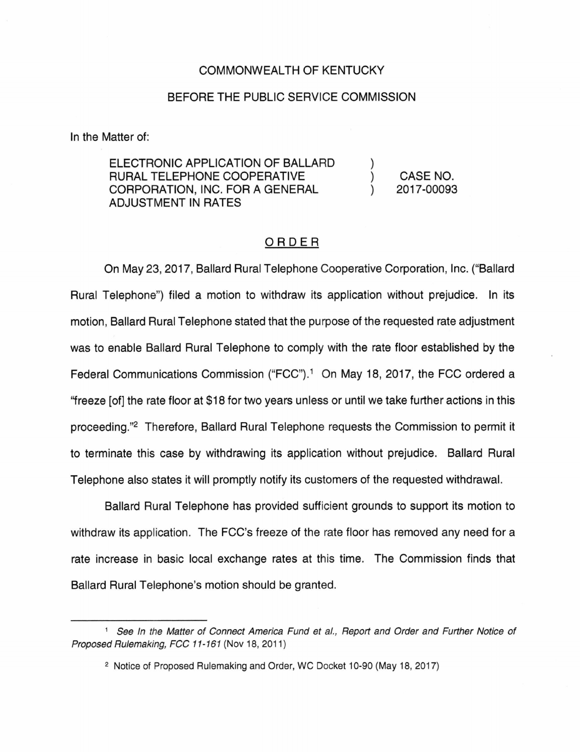COMMONWEALTH OF KENTUCKY

BEFORE THE PUBLIC SERVICE COMMISSION

In the Matter of:

| | | |
|---|---|---|
| ELECTRONIC APPLICATION OF BALLARD RURAL TELEPHONE COOPERATIVE CORPORATION, INC. FOR A GENERAL ADJUSTMENT IN RATES | ) ) ) | CASE NO. 2017-00093 |

## ORDER

On May 23, 2017, Ballard Rural Telephone Cooperative Corporation, Inc. ("Ballard Rural Telephone") filed a motion to withdraw its application without prejudice. In its motion, Ballard Rural Telephone stated that the purpose of the requested rate adjustment was to enable Ballard Rural Telephone to comply with the rate floor established by the Federal Communications Commission ("FCC").[1] On May 18, 2017, the FCC ordered a "freeze [of] the rate floor at $18 for two years unless or until we take further actions in this proceeding."[2] Therefore, Ballard Rural Telephone requests the Commission to permit it to terminate this case by withdrawing its application without prejudice. Ballard Rural Telephone also states it will promptly notify its customers of the requested withdrawal.

Ballard Rural Telephone has provided sufficient grounds to support its motion to withdraw its application. The FCC's freeze of the rate floor has removed any need for a rate increase in basic local exchange rates at this time. The Commission finds that Ballard Rural Telephone's motion should be granted.

---

[1] *See In the Matter of Connect America Fund et al., Report and Order and Further Notice of Proposed Rulemaking, FCC 11-161* (Nov 18, 2011)

[2] Notice of Proposed Rulemaking and Order, WC Docket 10-90 (May 18, 2017)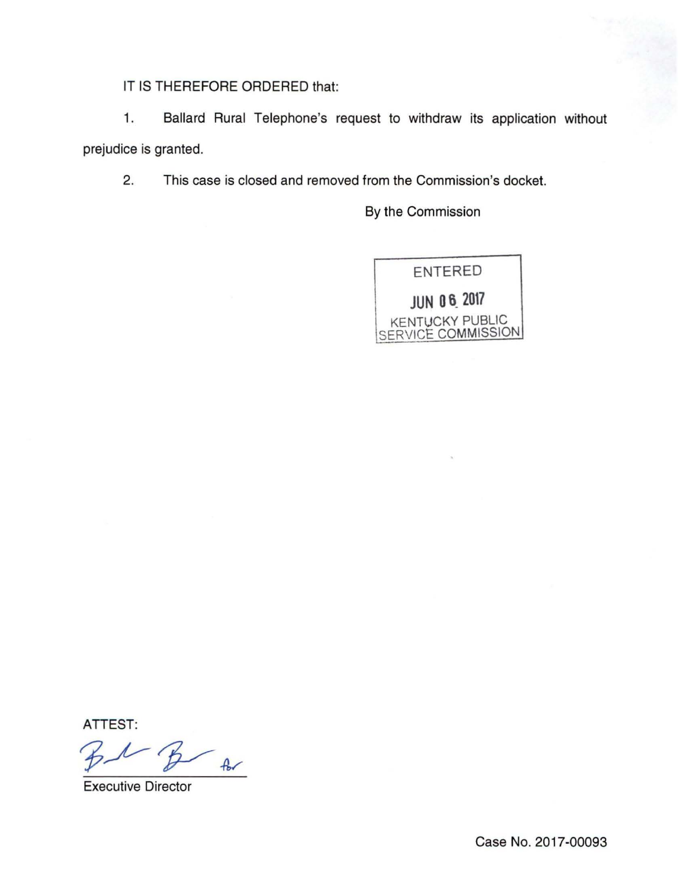IT IS THEREFORE ORDERED that:

1. Ballard Rural Telephone's request to withdraw its application without prejudice is granted.

2. This case is closed and removed from the Commission's docket.

By the Commission

ENTERED
JUN 06 2017
KENTUCKY PUBLIC
SERVICE COMMISSION

ATTEST:

Executive Director

Case No. 2017-00093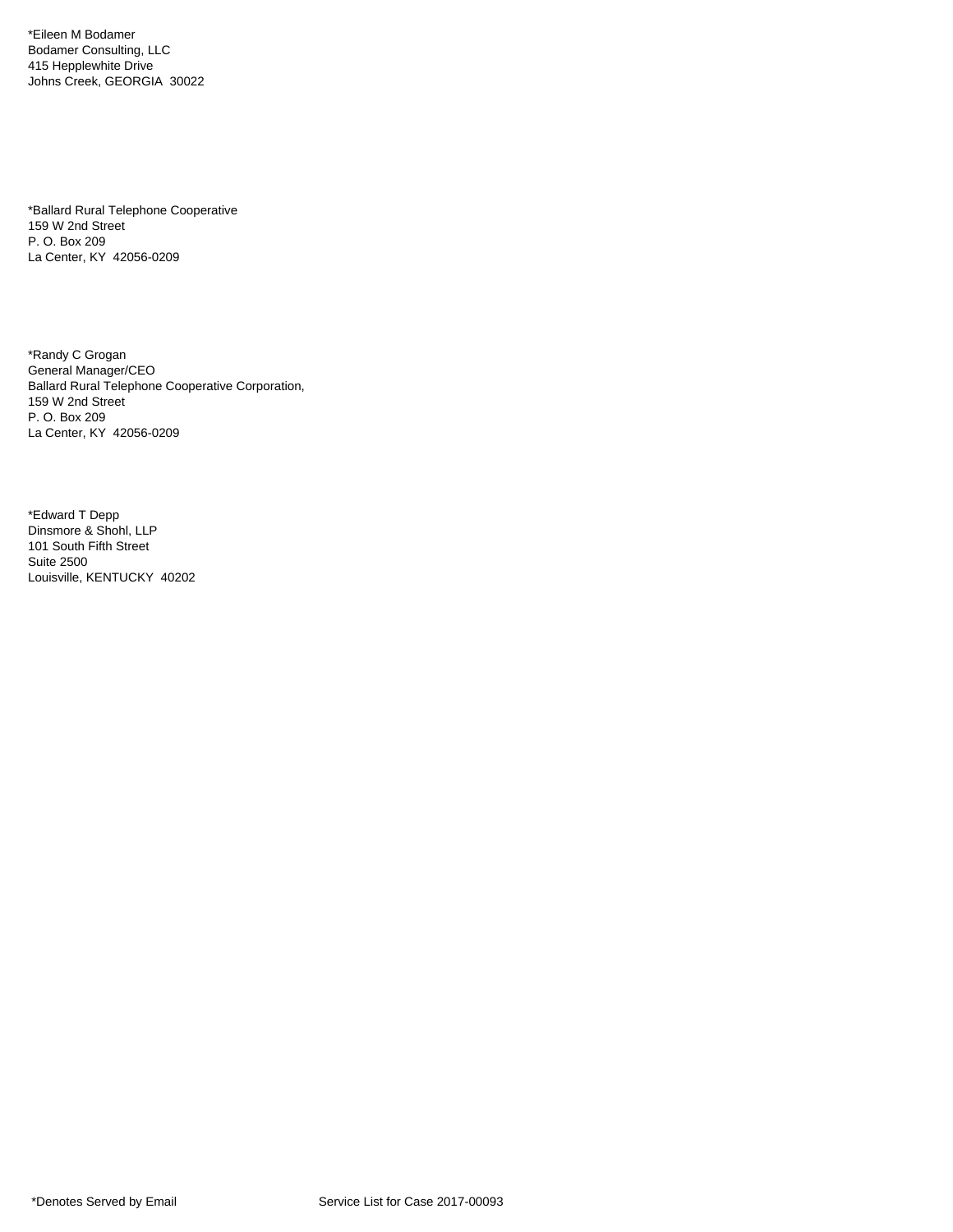*Eileen M Bodamer
Bodamer Consulting, LLC
415 Hepplewhite Drive
Johns Creek, GEORGIA 30022

*Ballard Rural Telephone Cooperative
159 W 2nd Street
P. O. Box 209
La Center, KY 42056-0209

*Randy C Grogan
General Manager/CEO
Ballard Rural Telephone Cooperative Corporation,
159 W 2nd Street
P. O. Box 209
La Center, KY 42056-0209

*Edward T Depp
Dinsmore & Shohl, LLP
101 South Fifth Street
Suite 2500
Louisville, KENTUCKY 40202